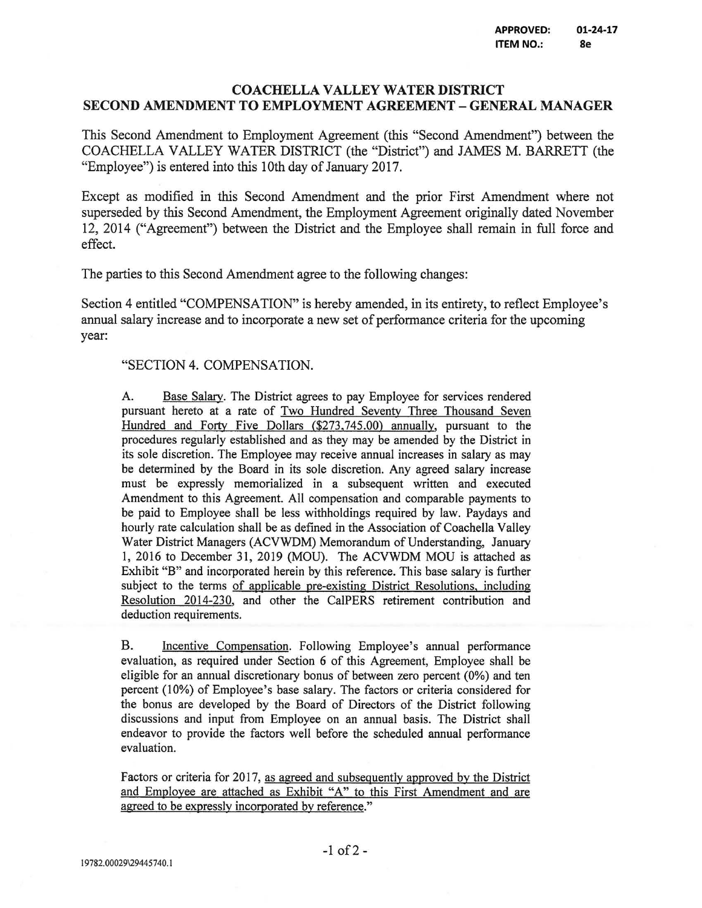**APPROVED:** 01-24-17
**ITEM NO.:** 8e

# COACHELLA VALLEY WATER DISTRICT
## SECOND AMENDMENT TO EMPLOYMENT AGREEMENT – GENERAL MANAGER

This Second Amendment to Employment Agreement (this "Second Amendment") between the COACHELLA VALLEY WATER DISTRICT (the "District") and JAMES M. BARRETT (the "Employee") is entered into this 10th day of January 2017.

Except as modified in this Second Amendment and the prior First Amendment where not superseded by this Second Amendment, the Employment Agreement originally dated November 12, 2014 ("Agreement") between the District and the Employee shall remain in full force and effect.

The parties to this Second Amendment agree to the following changes:

Section 4 entitled "COMPENSATION" is hereby amended, in its entirety, to reflect Employee's annual salary increase and to incorporate a new set of performance criteria for the upcoming year:

"SECTION 4. COMPENSATION.

A. Base Salary. The District agrees to pay Employee for services rendered pursuant hereto at a rate of Two Hundred Seventy Three Thousand Seven Hundred and Forty Five Dollars ($273,745.00) annually, pursuant to the procedures regularly established and as they may be amended by the District in its sole discretion. The Employee may receive annual increases in salary as may be determined by the Board in its sole discretion. Any agreed salary increase must be expressly memorialized in a subsequent written and executed Amendment to this Agreement. All compensation and comparable payments to be paid to Employee shall be less withholdings required by law. Paydays and hourly rate calculation shall be as defined in the Association of Coachella Valley Water District Managers (ACVWDM) Memorandum of Understanding, January 1, 2016 to December 31, 2019 (MOU). The ACVWDM MOU is attached as Exhibit "B" and incorporated herein by this reference. This base salary is further subject to the terms of applicable pre-existing District Resolutions, including Resolution 2014-230, and other the CalPERS retirement contribution and deduction requirements.

B. Incentive Compensation. Following Employee's annual performance evaluation, as required under Section 6 of this Agreement, Employee shall be eligible for an annual discretionary bonus of between zero percent (0%) and ten percent (10%) of Employee's base salary. The factors or criteria considered for the bonus are developed by the Board of Directors of the District following discussions and input from Employee on an annual basis. The District shall endeavor to provide the factors well before the scheduled annual performance evaluation.

Factors or criteria for 2017, as agreed and subsequently approved by the District and Employee are attached as Exhibit "A" to this First Amendment and are agreed to be expressly incorporated by reference."

19782.00029\29445740.1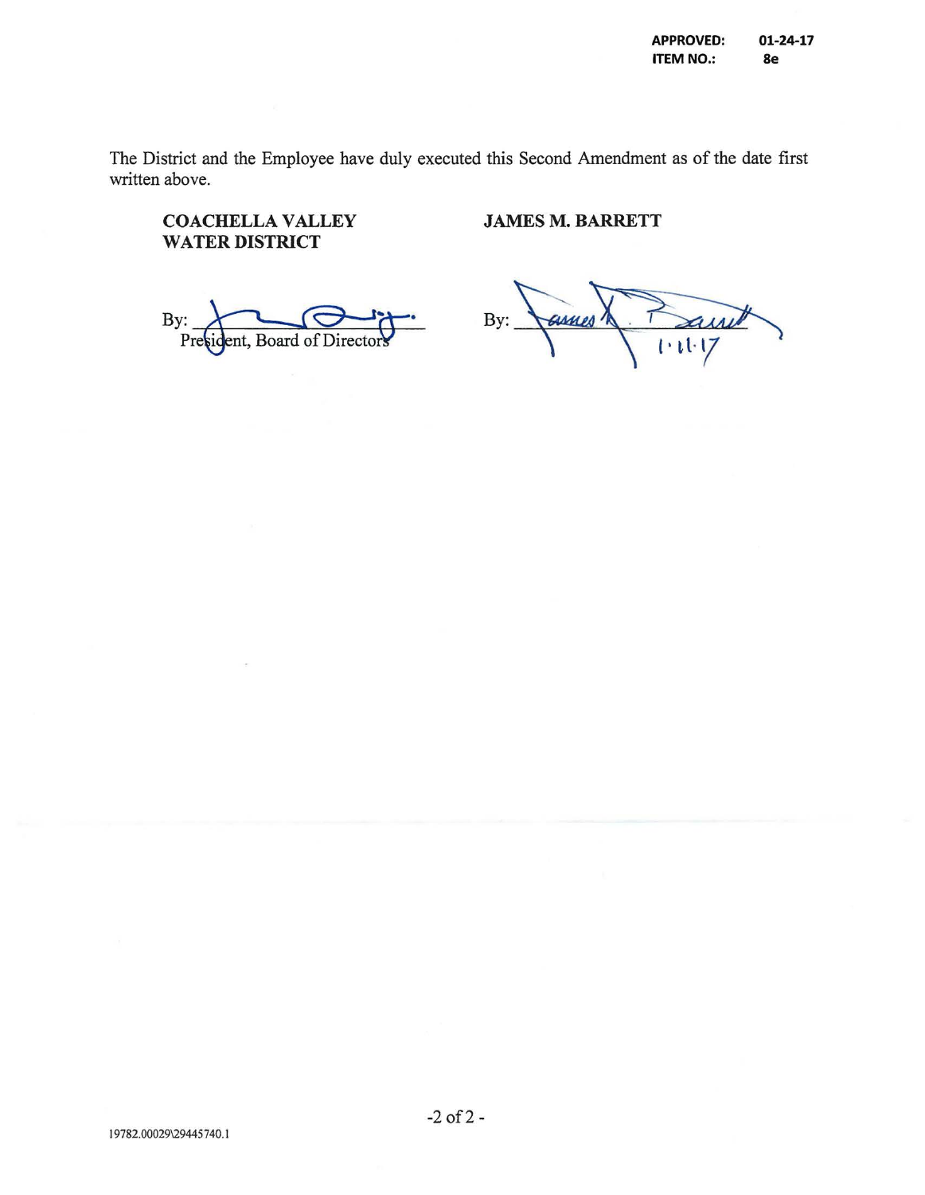**APPROVED:** 01-24-17
**ITEM NO.:** 8e

The District and the Employee have duly executed this Second Amendment as of the date first written above.

**COACHELLA VALLEY WATER DISTRICT**

By: ______________________________
President, Board of Directors

**JAMES M. BARRETT**

By: ______________________________
1·11·17

19782.00029\29445740.1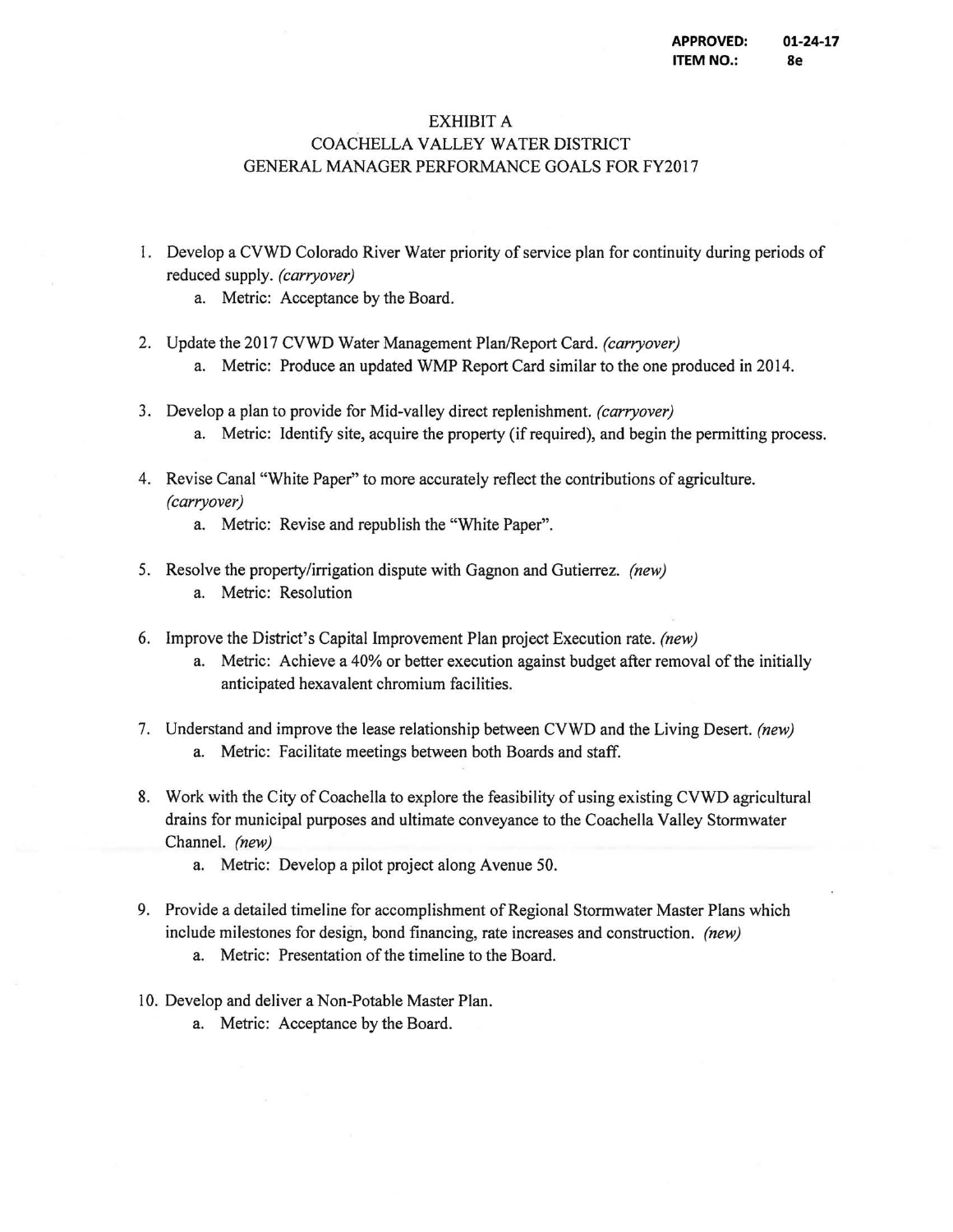**APPROVED: 01-24-17**
**ITEM NO.: 8e**

# EXHIBIT A
## COACHELLA VALLEY WATER DISTRICT
## GENERAL MANAGER PERFORMANCE GOALS FOR FY2017

1. Develop a CVWD Colorado River Water priority of service plan for continuity during periods of reduced supply. *(carryover)*
   a. Metric: Acceptance by the Board.

2. Update the 2017 CVWD Water Management Plan/Report Card. *(carryover)*
   a. Metric: Produce an updated WMP Report Card similar to the one produced in 2014.

3. Develop a plan to provide for Mid-valley direct replenishment. *(carryover)*
   a. Metric: Identify site, acquire the property (if required), and begin the permitting process.

4. Revise Canal "White Paper" to more accurately reflect the contributions of agriculture. *(carryover)*
   a. Metric: Revise and republish the "White Paper".

5. Resolve the property/irrigation dispute with Gagnon and Gutierrez. *(new)*
   a. Metric: Resolution

6. Improve the District's Capital Improvement Plan project Execution rate. *(new)*
   a. Metric: Achieve a 40% or better execution against budget after removal of the initially anticipated hexavalent chromium facilities.

7. Understand and improve the lease relationship between CVWD and the Living Desert. *(new)*
   a. Metric: Facilitate meetings between both Boards and staff.

8. Work with the City of Coachella to explore the feasibility of using existing CVWD agricultural drains for municipal purposes and ultimate conveyance to the Coachella Valley Stormwater Channel. *(new)*
   a. Metric: Develop a pilot project along Avenue 50.

9. Provide a detailed timeline for accomplishment of Regional Stormwater Master Plans which include milestones for design, bond financing, rate increases and construction. *(new)*
   a. Metric: Presentation of the timeline to the Board.

10. Develop and deliver a Non-Potable Master Plan.
    a. Metric: Acceptance by the Board.